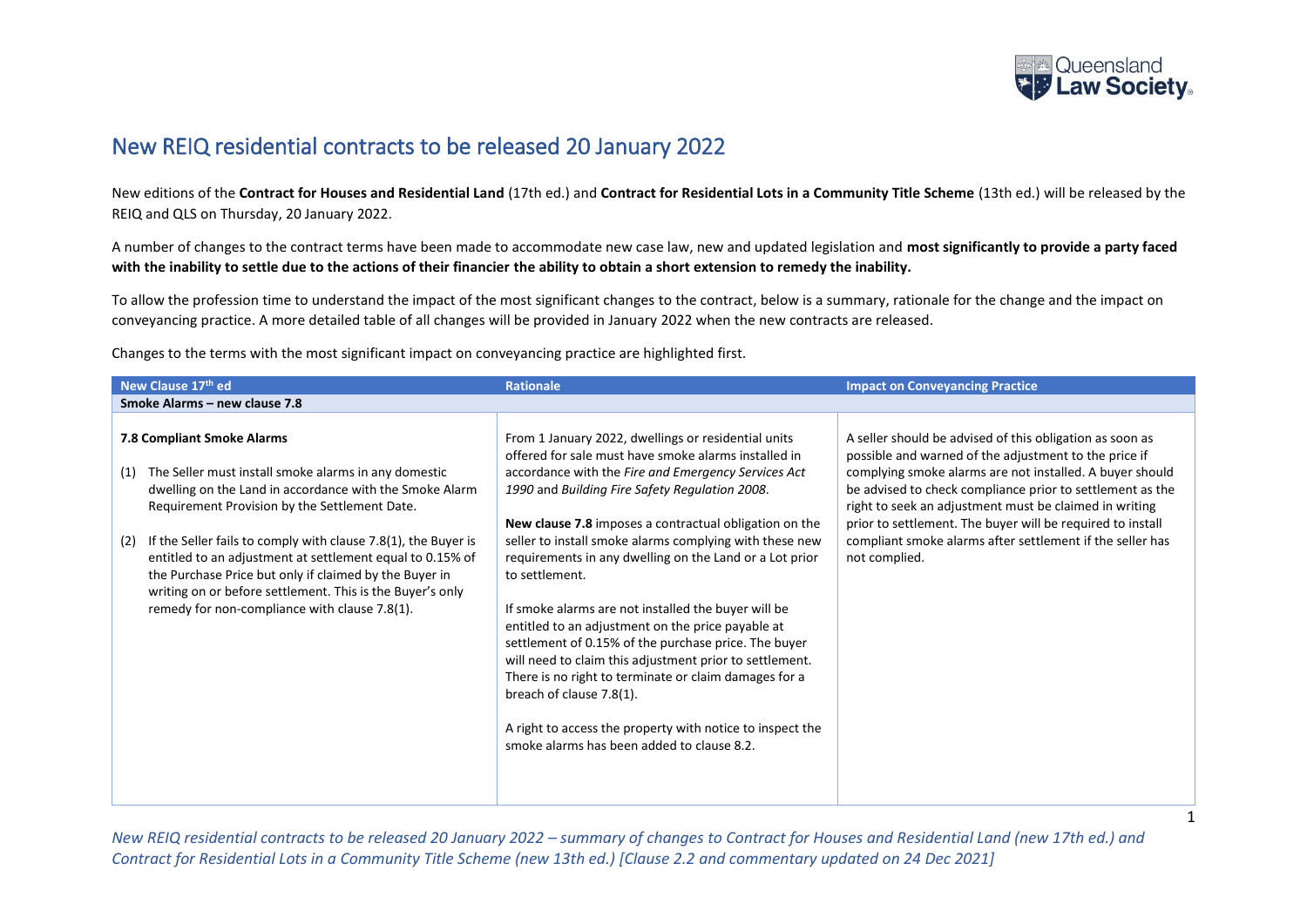# New REIQ residential contracts to be released 20 January 2022

New editions of the **Contract for Houses and Residential Land** (17th ed.) and **Contract for Residential Lots in a Community Title Scheme** (13th ed.) will be released by the REIQ and QLS on Thursday, 20 January 2022.

A number of changes to the contract terms have been made to accommodate new case law, new and updated legislation and **most significantly to provide a party faced with the inability to settle due to the actions of their financier the ability to obtain a short extension to remedy the inability.**

To allow the profession time to understand the impact of the most significant changes to the contract, below is a summary, rationale for the change and the impact on conveyancing practice. A more detailed table of all changes will be provided in January 2022 when the new contracts are released.

Changes to the terms with the most significant impact on conveyancing practice are highlighted first.

| New Clause 17th ed | Rationale | Impact on Conveyancing Practice |
|---|---|---|
| **Smoke Alarms – new clause 7.8** | | |
| **7.8 Compliant Smoke Alarms**<br><br>(1) The Seller must install smoke alarms in any domestic dwelling on the Land in accordance with the Smoke Alarm Requirement Provision by the Settlement Date.<br><br>(2) If the Seller fails to comply with clause 7.8(1), the Buyer is entitled to an adjustment at settlement equal to 0.15% of the Purchase Price but only if claimed by the Buyer in writing on or before settlement. This is the Buyer's only remedy for non-compliance with clause 7.8(1). | From 1 January 2022, dwellings or residential units offered for sale must have smoke alarms installed in accordance with the *Fire and Emergency Services Act 1990* and *Building Fire Safety Regulation 2008*.<br><br>**New clause 7.8** imposes a contractual obligation on the seller to install smoke alarms complying with these new requirements in any dwelling on the Land or a Lot prior to settlement.<br><br>If smoke alarms are not installed the buyer will be entitled to an adjustment on the price payable at settlement of 0.15% of the purchase price. The buyer will need to claim this adjustment prior to settlement. There is no right to terminate or claim damages for a breach of clause 7.8(1).<br><br>A right to access the property with notice to inspect the smoke alarms has been added to clause 8.2. | A seller should be advised of this obligation as soon as possible and warned of the adjustment to the price if complying smoke alarms are not installed. A buyer should be advised to check compliance prior to settlement as the right to seek an adjustment must be claimed in writing prior to settlement. The buyer will be required to install compliant smoke alarms after settlement if the seller has not complied. |

*New REIQ residential contracts to be released 20 January 2022 – summary of changes to Contract for Houses and Residential Land (new 17th ed.) and Contract for Residential Lots in a Community Title Scheme (new 13th ed.) [Clause 2.2 and commentary updated on 24 Dec 2021]*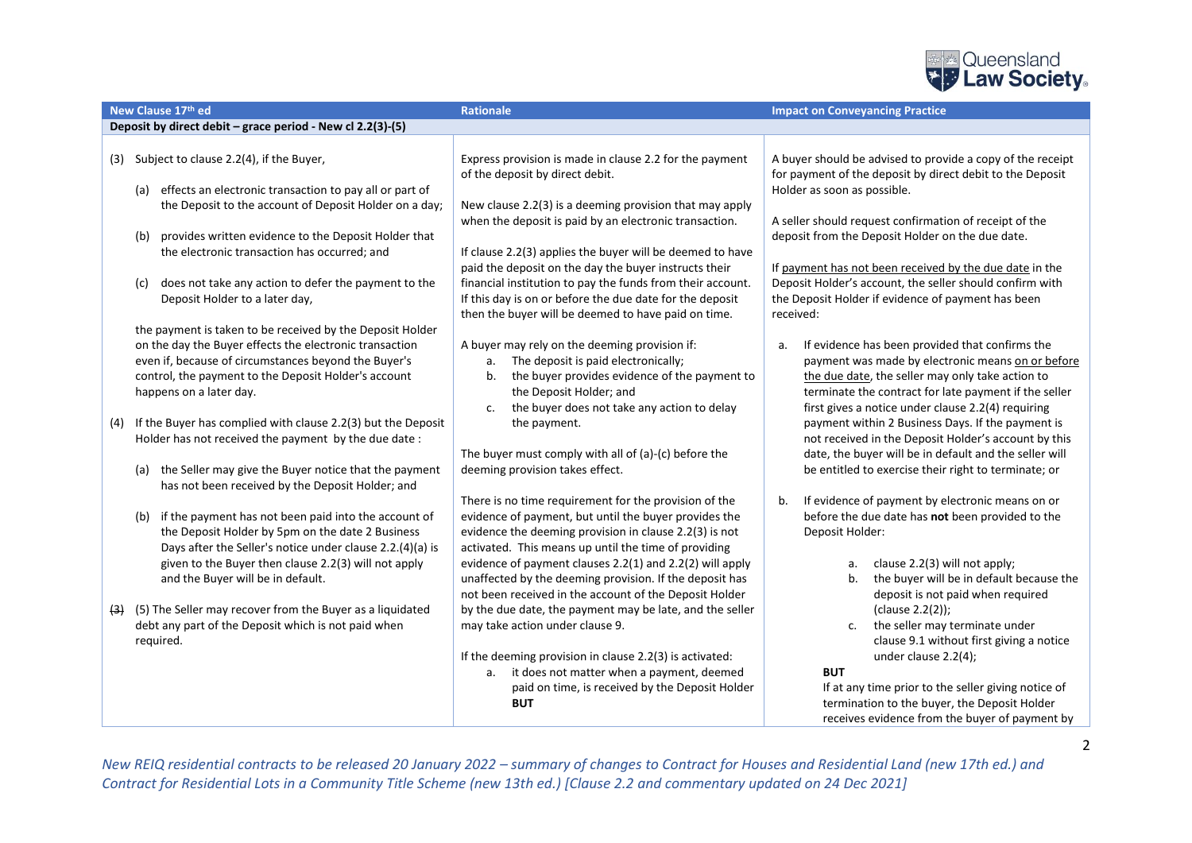| New Clause 17th ed | Rationale | Impact on Conveyancing Practice |
|---|---|---|
| **Deposit by direct debit – grace period - New cl 2.2(3)-(5)** | | |
| (3) Subject to clause 2.2(4), if the Buyer,<br><br>(a) effects an electronic transaction to pay all or part of the Deposit to the account of Deposit Holder on a day;<br><br>(b) provides written evidence to the Deposit Holder that the electronic transaction has occurred; and<br><br>(c) does not take any action to defer the payment to the Deposit Holder to a later day,<br><br>the payment is taken to be received by the Deposit Holder on the day the Buyer effects the electronic transaction even if, because of circumstances beyond the Buyer's control, the payment to the Deposit Holder's account happens on a later day.<br><br>(4) If the Buyer has complied with clause 2.2(3) but the Deposit Holder has not received the payment by the due date :<br><br>(a) the Seller may give the Buyer notice that the payment has not been received by the Deposit Holder; and<br><br>(b) if the payment has not been paid into the account of the Deposit Holder by 5pm on the date 2 Business Days after the Seller's notice under clause 2.2.(4)(a) is given to the Buyer then clause 2.2(3) will not apply and the Buyer will be in default.<br><br>~~(3)~~ (5) The Seller may recover from the Buyer as a liquidated debt any part of the Deposit which is not paid when required. | Express provision is made in clause 2.2 for the payment of the deposit by direct debit.<br><br>New clause 2.2(3) is a deeming provision that may apply when the deposit is paid by an electronic transaction.<br><br>If clause 2.2(3) applies the buyer will be deemed to have paid the deposit on the day the buyer instructs their financial institution to pay the funds from their account. If this day is on or before the due date for the deposit then the buyer will be deemed to have paid on time.<br><br>A buyer may rely on the deeming provision if:<br>a. The deposit is paid electronically;<br>b. the buyer provides evidence of the payment to the Deposit Holder; and<br>c. the buyer does not take any action to delay the payment.<br><br>The buyer must comply with all of (a)-(c) before the deeming provision takes effect.<br><br>There is no time requirement for the provision of the evidence of payment, but until the buyer provides the evidence the deeming provision in clause 2.2(3) is not activated. This means up until the time of providing evidence of payment clauses 2.2(1) and 2.2(2) will apply unaffected by the deeming provision. If the deposit has not been received in the account of the Deposit Holder by the due date, the payment may be late, and the seller may take action under clause 9.<br><br>If the deeming provision in clause 2.2(3) is activated:<br>a. it does not matter when a payment, deemed paid on time, is received by the Deposit Holder **BUT** | A buyer should be advised to provide a copy of the receipt for payment of the deposit by direct debit to the Deposit Holder as soon as possible.<br><br>A seller should request confirmation of receipt of the deposit from the Deposit Holder on the due date.<br><br>If payment has not been received by the due date in the Deposit Holder's account, the seller should confirm with the Deposit Holder if evidence of payment has been received:<br><br>a. If evidence has been provided that confirms the payment was made by electronic means on or before the due date, the seller may only take action to terminate the contract for late payment if the seller first gives a notice under clause 2.2(4) requiring payment within 2 Business Days. If the payment is not received in the Deposit Holder's account by this date, the buyer will be in default and the seller will be entitled to exercise their right to terminate; or<br><br>b. If evidence of payment by electronic means on or before the due date has **not** been provided to the Deposit Holder:<br>a. clause 2.2(3) will not apply;<br>b. the buyer will be in default because the deposit is not paid when required (clause 2.2(2));<br>c. the seller may terminate under clause 9.1 without first giving a notice under clause 2.2(4);<br><br>**BUT**<br>If at any time prior to the seller giving notice of termination to the buyer, the Deposit Holder receives evidence from the buyer of payment by |

*New REIQ residential contracts to be released 20 January 2022 – summary of changes to Contract for Houses and Residential Land (new 17th ed.) and Contract for Residential Lots in a Community Title Scheme (new 13th ed.) [Clause 2.2 and commentary updated on 24 Dec 2021]*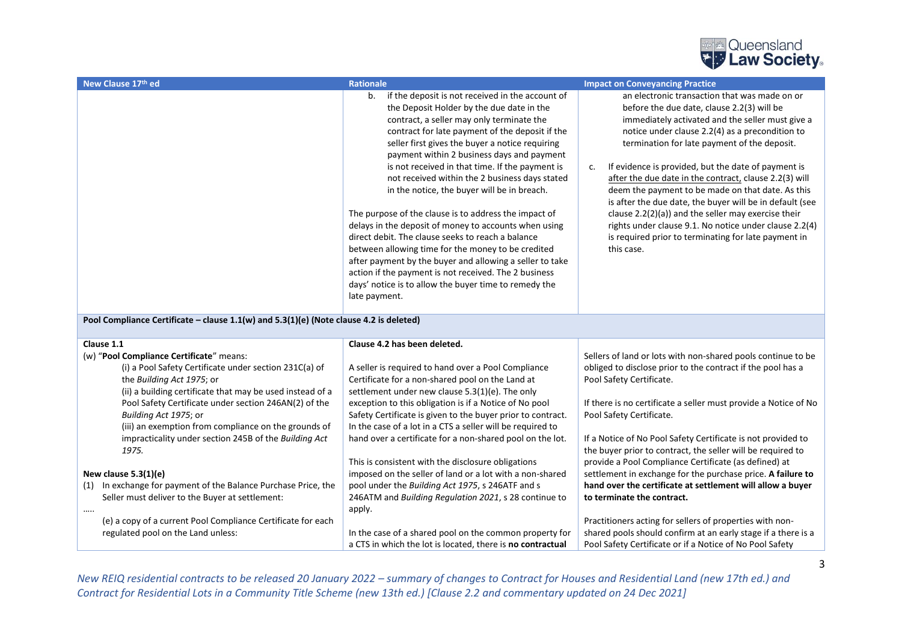| New Clause 17th ed | Rationale | Impact on Conveyancing Practice |
|---|---|---|
| | b. if the deposit is not received in the account of the Deposit Holder by the due date in the contract, a seller may only terminate the contract for late payment of the deposit if the seller first gives the buyer a notice requiring payment within 2 business days and payment is not received in that time. If the payment is not received within the 2 business days stated in the notice, the buyer will be in breach.<br><br>The purpose of the clause is to address the impact of delays in the deposit of money to accounts when using direct debit. The clause seeks to reach a balance between allowing time for the money to be credited after payment by the buyer and allowing a seller to take action if the payment is not received. The 2 business days' notice is to allow the buyer time to remedy the late payment. | an electronic transaction that was made on or before the due date, clause 2.2(3) will be immediately activated and the seller must give a notice under clause 2.2(4) as a precondition to termination for late payment of the deposit.<br><br>c. If evidence is provided, but the date of payment is after the due date in the contract, clause 2.2(3) will deem the payment to be made on that date. As this is after the due date, the buyer will be in default (see clause 2.2(2)(a)) and the seller may exercise their rights under clause 9.1. No notice under clause 2.2(4) is required prior to terminating for late payment in this case. |
| **Pool Compliance Certificate – clause 1.1(w) and 5.3(1)(e) (Note clause 4.2 is deleted)** | | |
| **Clause 1.1**<br>(w) "**Pool Compliance Certificate**" means:<br>(i) a Pool Safety Certificate under section 231C(a) of the *Building Act 1975*; or<br>(ii) a building certificate that may be used instead of a Pool Safety Certificate under section 246AN(2) of the *Building Act 1975*; or<br>(iii) an exemption from compliance on the grounds of impracticality under section 245B of the *Building Act 1975.*<br><br>**New clause 5.3(1)(e)**<br>(1) In exchange for payment of the Balance Purchase Price, the Seller must deliver to the Buyer at settlement:<br>.....<br>(e) a copy of a current Pool Compliance Certificate for each regulated pool on the Land unless: | **Clause 4.2 has been deleted.**<br><br>A seller is required to hand over a Pool Compliance Certificate for a non-shared pool on the Land at settlement under new clause 5.3(1)(e). The only exception to this obligation is if a Notice of No pool Safety Certificate is given to the buyer prior to contract. In the case of a lot in a CTS a seller will be required to hand over a certificate for a non-shared pool on the lot.<br><br>This is consistent with the disclosure obligations imposed on the seller of land or a lot with a non-shared pool under the *Building Act 1975*, s 246ATF and s 246ATM and *Building Regulation 2021*, s 28 continue to apply.<br><br>In the case of a shared pool on the common property for a CTS in which the lot is located, there is **no contractual** | Sellers of land or lots with non-shared pools continue to be obliged to disclose prior to the contract if the pool has a Pool Safety Certificate.<br><br>If there is no certificate a seller must provide a Notice of No Pool Safety Certificate.<br><br>If a Notice of No Pool Safety Certificate is not provided to the buyer prior to contract, the seller will be required to provide a Pool Compliance Certificate (as defined) at settlement in exchange for the purchase price. **A failure to hand over the certificate at settlement will allow a buyer to terminate the contract.**<br><br>Practitioners acting for sellers of properties with non-shared pools should confirm at an early stage if a there is a Pool Safety Certificate or if a Notice of No Pool Safety |

*New REIQ residential contracts to be released 20 January 2022 – summary of changes to Contract for Houses and Residential Land (new 17th ed.) and Contract for Residential Lots in a Community Title Scheme (new 13th ed.) [Clause 2.2 and commentary updated on 24 Dec 2021]*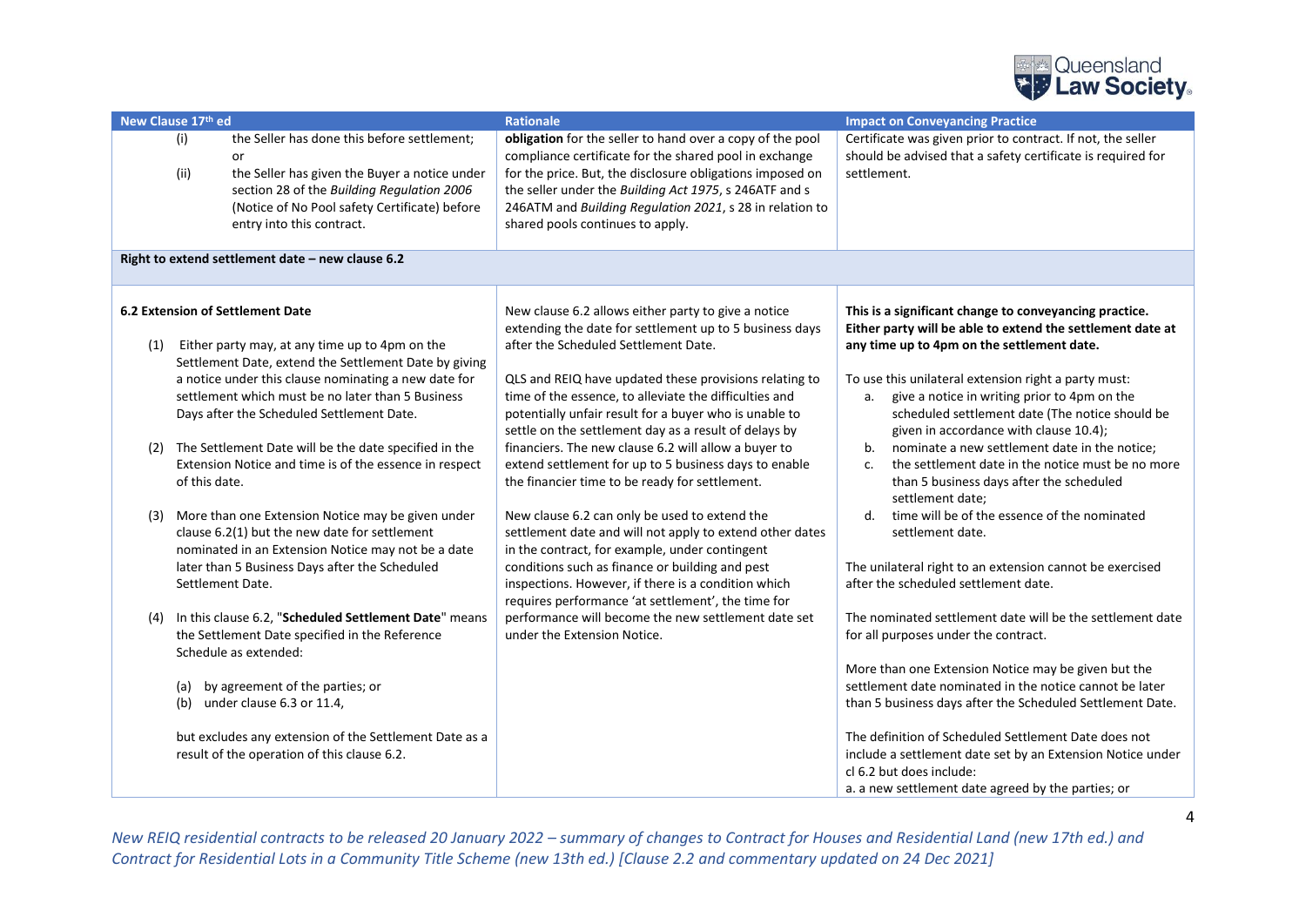| New Clause 17th ed | Rationale | Impact on Conveyancing Practice |
| --- | --- | --- |
| (i) the Seller has done this before settlement; or<br>(ii) the Seller has given the Buyer a notice under section 28 of the *Building Regulation 2006* (Notice of No Pool safety Certificate) before entry into this contract. | **obligation** for the seller to hand over a copy of the pool compliance certificate for the shared pool in exchange for the price. But, the disclosure obligations imposed on the seller under the *Building Act 1975*, s 246ATF and s 246ATM and *Building Regulation 2021*, s 28 in relation to shared pools continues to apply. | Certificate was given prior to contract. If not, the seller should be advised that a safety certificate is required for settlement. |
| **Right to extend settlement date – new clause 6.2** | | |
| **6.2 Extension of Settlement Date**<br><br>(1) Either party may, at any time up to 4pm on the Settlement Date, extend the Settlement Date by giving a notice under this clause nominating a new date for settlement which must be no later than 5 Business Days after the Scheduled Settlement Date.<br><br>(2) The Settlement Date will be the date specified in the Extension Notice and time is of the essence in respect of this date.<br><br>(3) More than one Extension Notice may be given under clause 6.2(1) but the new date for settlement nominated in an Extension Notice may not be a date later than 5 Business Days after the Scheduled Settlement Date.<br><br>(4) In this clause 6.2, "**Scheduled Settlement Date**" means the Settlement Date specified in the Reference Schedule as extended:<br><br>(a) by agreement of the parties; or<br>(b) under clause 6.3 or 11.4,<br><br>but excludes any extension of the Settlement Date as a result of the operation of this clause 6.2. | New clause 6.2 allows either party to give a notice extending the date for settlement up to 5 business days after the Scheduled Settlement Date.<br><br>QLS and REIQ have updated these provisions relating to time of the essence, to alleviate the difficulties and potentially unfair result for a buyer who is unable to settle on the settlement day as a result of delays by financiers. The new clause 6.2 will allow a buyer to extend settlement for up to 5 business days to enable the financier time to be ready for settlement.<br><br>New clause 6.2 can only be used to extend the settlement date and will not apply to extend other dates in the contract, for example, under contingent conditions such as finance or building and pest inspections. However, if there is a condition which requires performance 'at settlement', the time for performance will become the new settlement date set under the Extension Notice. | **This is a significant change to conveyancing practice. Either party will be able to extend the settlement date at any time up to 4pm on the settlement date.**<br><br>To use this unilateral extension right a party must:<br>a. give a notice in writing prior to 4pm on the scheduled settlement date (The notice should be given in accordance with clause 10.4);<br>b. nominate a new settlement date in the notice;<br>c. the settlement date in the notice must be no more than 5 business days after the scheduled settlement date;<br>d. time will be of the essence of the nominated settlement date.<br><br>The unilateral right to an extension cannot be exercised after the scheduled settlement date.<br><br>The nominated settlement date will be the settlement date for all purposes under the contract.<br><br>More than one Extension Notice may be given but the settlement date nominated in the notice cannot be later than 5 business days after the Scheduled Settlement Date.<br><br>The definition of Scheduled Settlement Date does not include a settlement date set by an Extension Notice under cl 6.2 but does include:<br>a. a new settlement date agreed by the parties; or |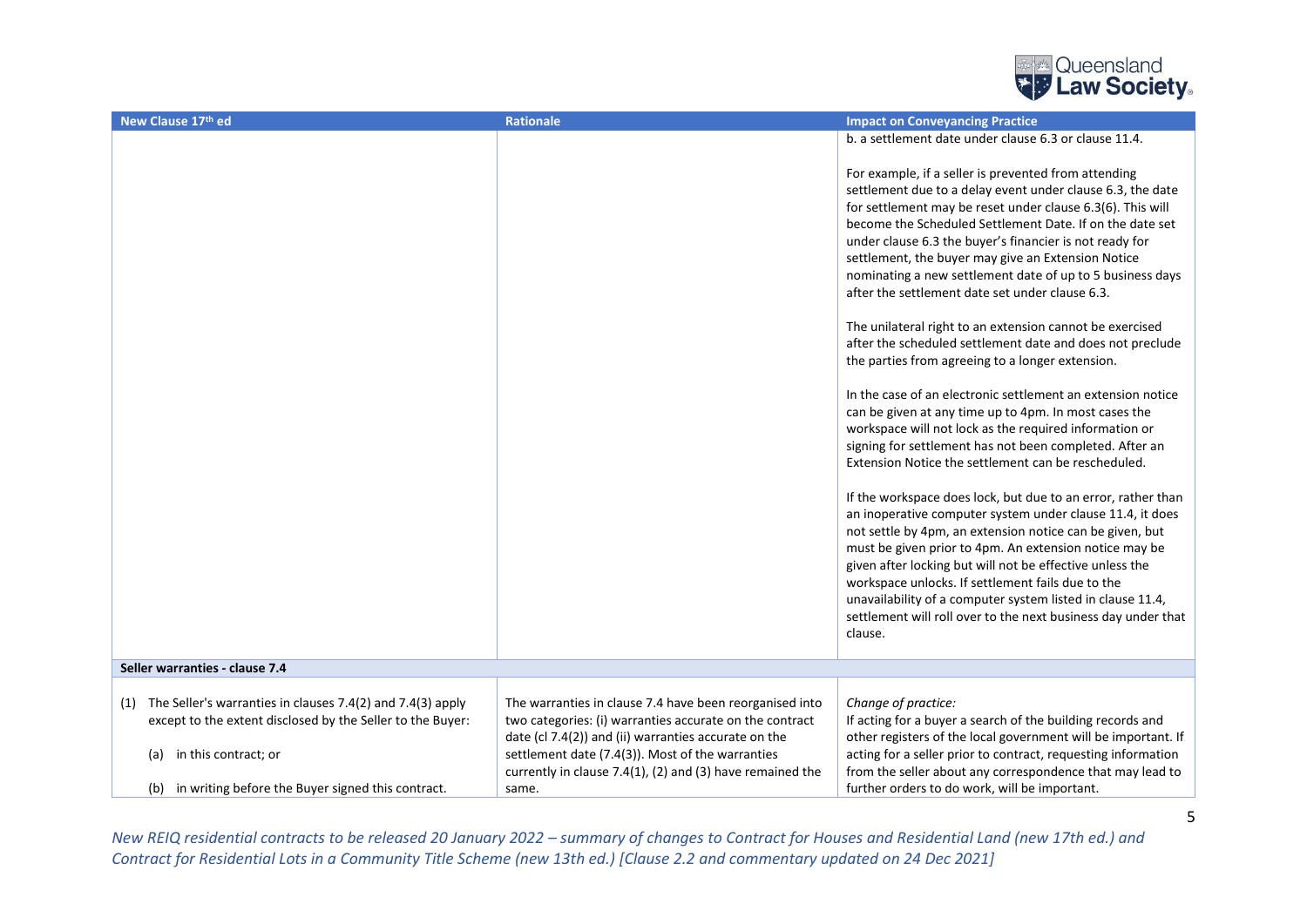| New Clause 17th ed | Rationale | Impact on Conveyancing Practice |
| --- | --- | --- |
| | | b. a settlement date under clause 6.3 or clause 11.4.<br><br>For example, if a seller is prevented from attending settlement due to a delay event under clause 6.3, the date for settlement may be reset under clause 6.3(6). This will become the Scheduled Settlement Date. If on the date set under clause 6.3 the buyer's financier is not ready for settlement, the buyer may give an Extension Notice nominating a new settlement date of up to 5 business days after the settlement date set under clause 6.3.<br><br>The unilateral right to an extension cannot be exercised after the scheduled settlement date and does not preclude the parties from agreeing to a longer extension.<br><br>In the case of an electronic settlement an extension notice can be given at any time up to 4pm. In most cases the workspace will not lock as the required information or signing for settlement has not been completed. After an Extension Notice the settlement can be rescheduled.<br><br>If the workspace does lock, but due to an error, rather than an inoperative computer system under clause 11.4, it does not settle by 4pm, an extension notice can be given, but must be given prior to 4pm. An extension notice may be given after locking but will not be effective unless the workspace unlocks. If settlement fails due to the unavailability of a computer system listed in clause 11.4, settlement will roll over to the next business day under that clause. |
| **Seller warranties - clause 7.4** | | |
| (1) The Seller's warranties in clauses 7.4(2) and 7.4(3) apply except to the extent disclosed by the Seller to the Buyer:<br><br>(a) in this contract; or<br><br>(b) in writing before the Buyer signed this contract. | The warranties in clause 7.4 have been reorganised into two categories: (i) warranties accurate on the contract date (cl 7.4(2)) and (ii) warranties accurate on the settlement date (7.4(3)). Most of the warranties currently in clause 7.4(1), (2) and (3) have remained the same. | *Change of practice:*<br>If acting for a buyer a search of the building records and other registers of the local government will be important. If acting for a seller prior to contract, requesting information from the seller about any correspondence that may lead to further orders to do work, will be important. |

*New REIQ residential contracts to be released 20 January 2022 – summary of changes to Contract for Houses and Residential Land (new 17th ed.) and Contract for Residential Lots in a Community Title Scheme (new 13th ed.) [Clause 2.2 and commentary updated on 24 Dec 2021]*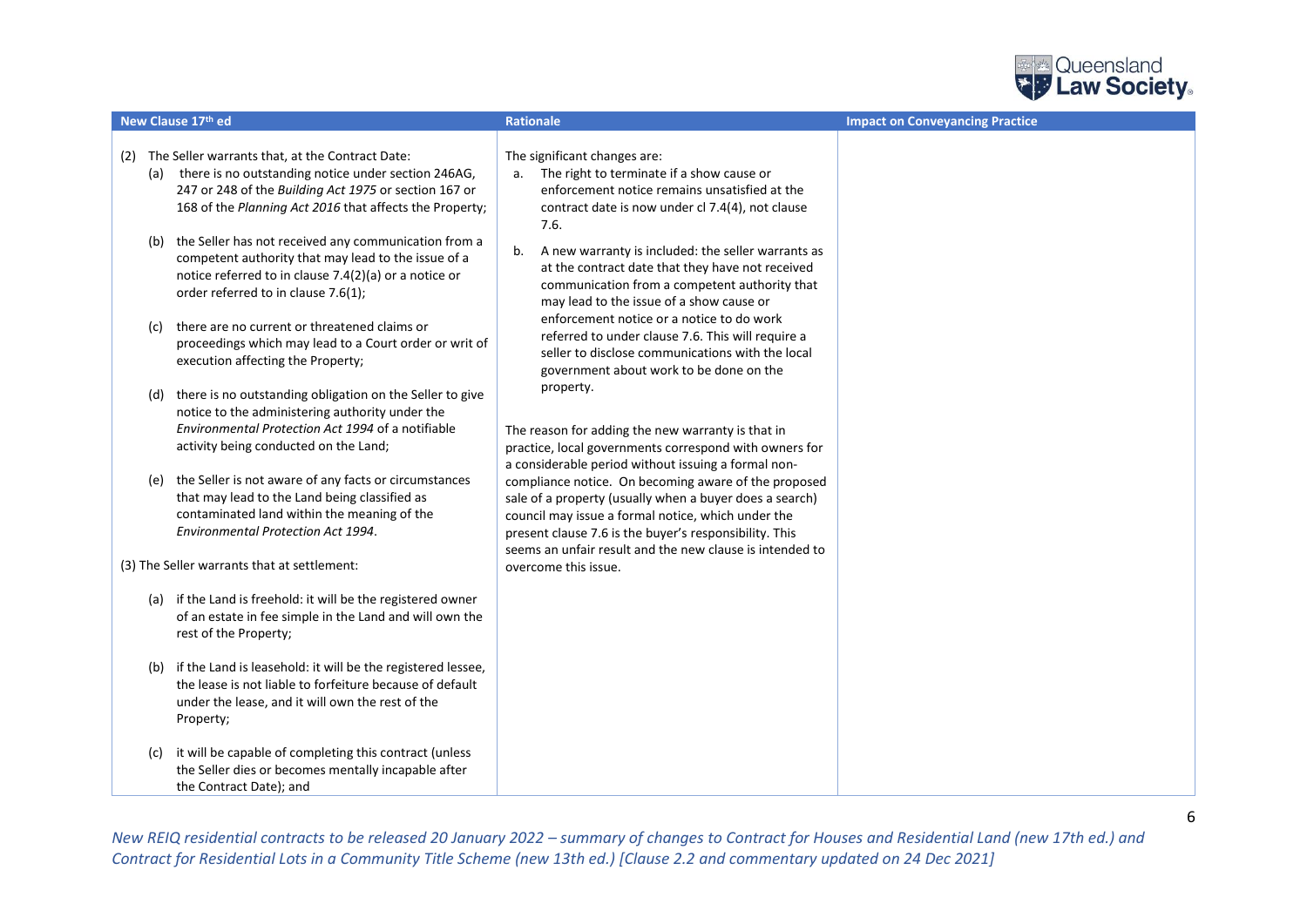| New Clause 17th ed | Rationale | Impact on Conveyancing Practice |
|---|---|---|
| (2) The Seller warrants that, at the Contract Date:<br>(a) there is no outstanding notice under section 246AG, 247 or 248 of the *Building Act 1975* or section 167 or 168 of the *Planning Act 2016* that affects the Property;<br>(b) the Seller has not received any communication from a competent authority that may lead to the issue of a notice referred to in clause 7.4(2)(a) or a notice or order referred to in clause 7.6(1);<br>(c) there are no current or threatened claims or proceedings which may lead to a Court order or writ of execution affecting the Property;<br>(d) there is no outstanding obligation on the Seller to give notice to the administering authority under the *Environmental Protection Act 1994* of a notifiable activity being conducted on the Land;<br>(e) the Seller is not aware of any facts or circumstances that may lead to the Land being classified as contaminated land within the meaning of the *Environmental Protection Act 1994*.<br>(3) The Seller warrants that at settlement:<br>(a) if the Land is freehold: it will be the registered owner of an estate in fee simple in the Land and will own the rest of the Property;<br>(b) if the Land is leasehold: it will be the registered lessee, the lease is not liable to forfeiture because of default under the lease, and it will own the rest of the Property;<br>(c) it will be capable of completing this contract (unless the Seller dies or becomes mentally incapable after the Contract Date); and | The significant changes are:<br>a. The right to terminate if a show cause or enforcement notice remains unsatisfied at the contract date is now under cl 7.4(4), not clause 7.6.<br>b. A new warranty is included: the seller warrants as at the contract date that they have not received communication from a competent authority that may lead to the issue of a show cause or enforcement notice or a notice to do work referred to under clause 7.6. This will require a seller to disclose communications with the local government about work to be done on the property.<br><br>The reason for adding the new warranty is that in practice, local governments correspond with owners for a considerable period without issuing a formal non-compliance notice. On becoming aware of the proposed sale of a property (usually when a buyer does a search) council may issue a formal notice, which under the present clause 7.6 is the buyer's responsibility. This seems an unfair result and the new clause is intended to overcome this issue. | |

*New REIQ residential contracts to be released 20 January 2022 – summary of changes to Contract for Houses and Residential Land (new 17th ed.) and Contract for Residential Lots in a Community Title Scheme (new 13th ed.) [Clause 2.2 and commentary updated on 24 Dec 2021]*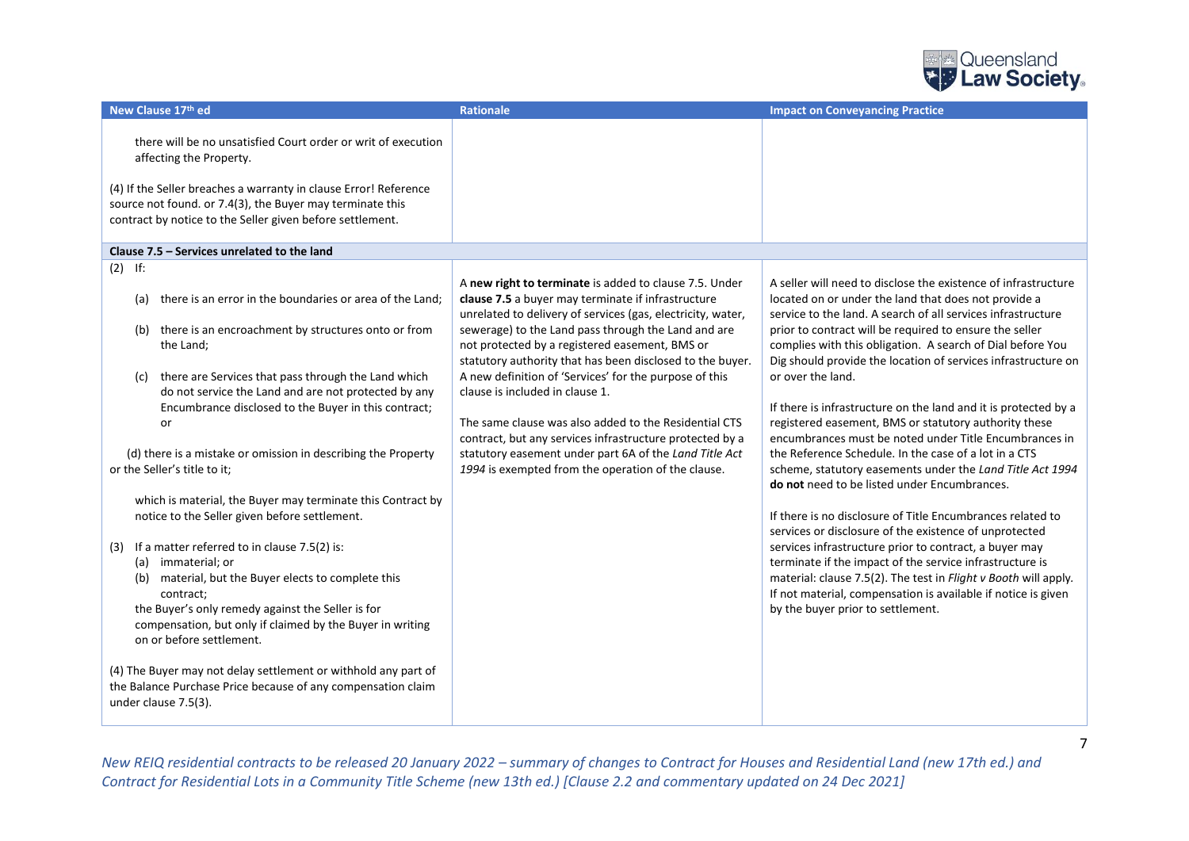| New Clause 17th ed | Rationale | Impact on Conveyancing Practice |
|---|---|---|
| there will be no unsatisfied Court order or writ of execution affecting the Property.<br><br>(4) If the Seller breaches a warranty in clause Error! Reference source not found. or 7.4(3), the Buyer may terminate this contract by notice to the Seller given before settlement. | | |
| **Clause 7.5 – Services unrelated to the land** | | |
| (2) If:<br><br>(a) there is an error in the boundaries or area of the Land;<br><br>(b) there is an encroachment by structures onto or from the Land;<br><br>(c) there are Services that pass through the Land which do not service the Land and are not protected by any Encumbrance disclosed to the Buyer in this contract; or<br><br>(d) there is a mistake or omission in describing the Property or the Seller's title to it;<br><br>which is material, the Buyer may terminate this Contract by notice to the Seller given before settlement.<br><br>(3) If a matter referred to in clause 7.5(2) is:<br>(a) immaterial; or<br>(b) material, but the Buyer elects to complete this contract;<br>the Buyer's only remedy against the Seller is for compensation, but only if claimed by the Buyer in writing on or before settlement.<br><br>(4) The Buyer may not delay settlement or withhold any part of the Balance Purchase Price because of any compensation claim under clause 7.5(3). | A **new right to terminate** is added to clause 7.5. Under **clause 7.5** a buyer may terminate if infrastructure unrelated to delivery of services (gas, electricity, water, sewerage) to the Land pass through the Land and are not protected by a registered easement, BMS or statutory authority that has been disclosed to the buyer. A new definition of 'Services' for the purpose of this clause is included in clause 1.<br><br>The same clause was also added to the Residential CTS contract, but any services infrastructure protected by a statutory easement under part 6A of the *Land Title Act 1994* is exempted from the operation of the clause. | A seller will need to disclose the existence of infrastructure located on or under the land that does not provide a service to the land. A search of all services infrastructure prior to contract will be required to ensure the seller complies with this obligation. A search of Dial before You Dig should provide the location of services infrastructure on or over the land.<br><br>If there is infrastructure on the land and it is protected by a registered easement, BMS or statutory authority these encumbrances must be noted under Title Encumbrances in the Reference Schedule. In the case of a lot in a CTS scheme, statutory easements under the *Land Title Act 1994* **do not** need to be listed under Encumbrances.<br><br>If there is no disclosure of Title Encumbrances related to services or disclosure of the existence of unprotected services infrastructure prior to contract, a buyer may terminate if the impact of the service infrastructure is material: clause 7.5(2). The test in *Flight v Booth* will apply. If not material, compensation is available if notice is given by the buyer prior to settlement. |

*New REIQ residential contracts to be released 20 January 2022 – summary of changes to Contract for Houses and Residential Land (new 17th ed.) and Contract for Residential Lots in a Community Title Scheme (new 13th ed.) [Clause 2.2 and commentary updated on 24 Dec 2021]*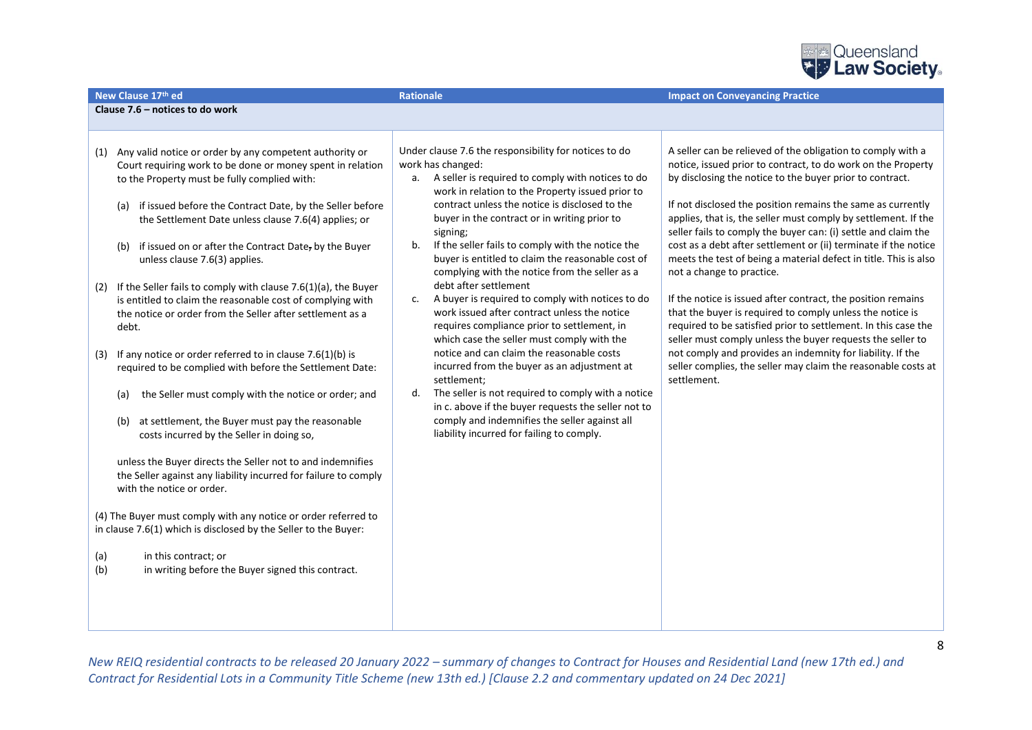| New Clause 17th ed | Rationale | Impact on Conveyancing Practice |
|---|---|---|
| **Clause 7.6 – notices to do work** | | |
| (1) Any valid notice or order by any competent authority or Court requiring work to be done or money spent in relation to the Property must be fully complied with:<br><br>(a) if issued before the Contract Date, by the Seller before the Settlement Date unless clause 7.6(4) applies; or<br><br>(b) if issued on or after the Contract Date, by the Buyer unless clause 7.6(3) applies.<br><br>(2) If the Seller fails to comply with clause 7.6(1)(a), the Buyer is entitled to claim the reasonable cost of complying with the notice or order from the Seller after settlement as a debt.<br><br>(3) If any notice or order referred to in clause 7.6(1)(b) is required to be complied with before the Settlement Date:<br><br>(a) the Seller must comply with the notice or order; and<br><br>(b) at settlement, the Buyer must pay the reasonable costs incurred by the Seller in doing so,<br><br>unless the Buyer directs the Seller not to and indemnifies the Seller against any liability incurred for failure to comply with the notice or order.<br><br>(4) The Buyer must comply with any notice or order referred to in clause 7.6(1) which is disclosed by the Seller to the Buyer:<br><br>(a) in this contract; or<br>(b) in writing before the Buyer signed this contract. | Under clause 7.6 the responsibility for notices to do work has changed:<br>a. A seller is required to comply with notices to do work in relation to the Property issued prior to contract unless the notice is disclosed to the buyer in the contract or in writing prior to signing;<br>b. If the seller fails to comply with the notice the buyer is entitled to claim the reasonable cost of complying with the notice from the seller as a debt after settlement<br>c. A buyer is required to comply with notices to do work issued after contract unless the notice requires compliance prior to settlement, in which case the seller must comply with the notice and can claim the reasonable costs incurred from the buyer as an adjustment at settlement;<br>d. The seller is not required to comply with a notice in c. above if the buyer requests the seller not to comply and indemnifies the seller against all liability incurred for failing to comply. | A seller can be relieved of the obligation to comply with a notice, issued prior to contract, to do work on the Property by disclosing the notice to the buyer prior to contract.<br><br>If not disclosed the position remains the same as currently applies, that is, the seller must comply by settlement. If the seller fails to comply the buyer can: (i) settle and claim the cost as a debt after settlement or (ii) terminate if the notice meets the test of being a material defect in title. This is also not a change to practice.<br><br>If the notice is issued after contract, the position remains that the buyer is required to comply unless the notice is required to be satisfied prior to settlement. In this case the seller must comply unless the buyer requests the seller to not comply and provides an indemnity for liability. If the seller complies, the seller may claim the reasonable costs at settlement. |

*New REIQ residential contracts to be released 20 January 2022 – summary of changes to Contract for Houses and Residential Land (new 17th ed.) and Contract for Residential Lots in a Community Title Scheme (new 13th ed.) [Clause 2.2 and commentary updated on 24 Dec 2021]*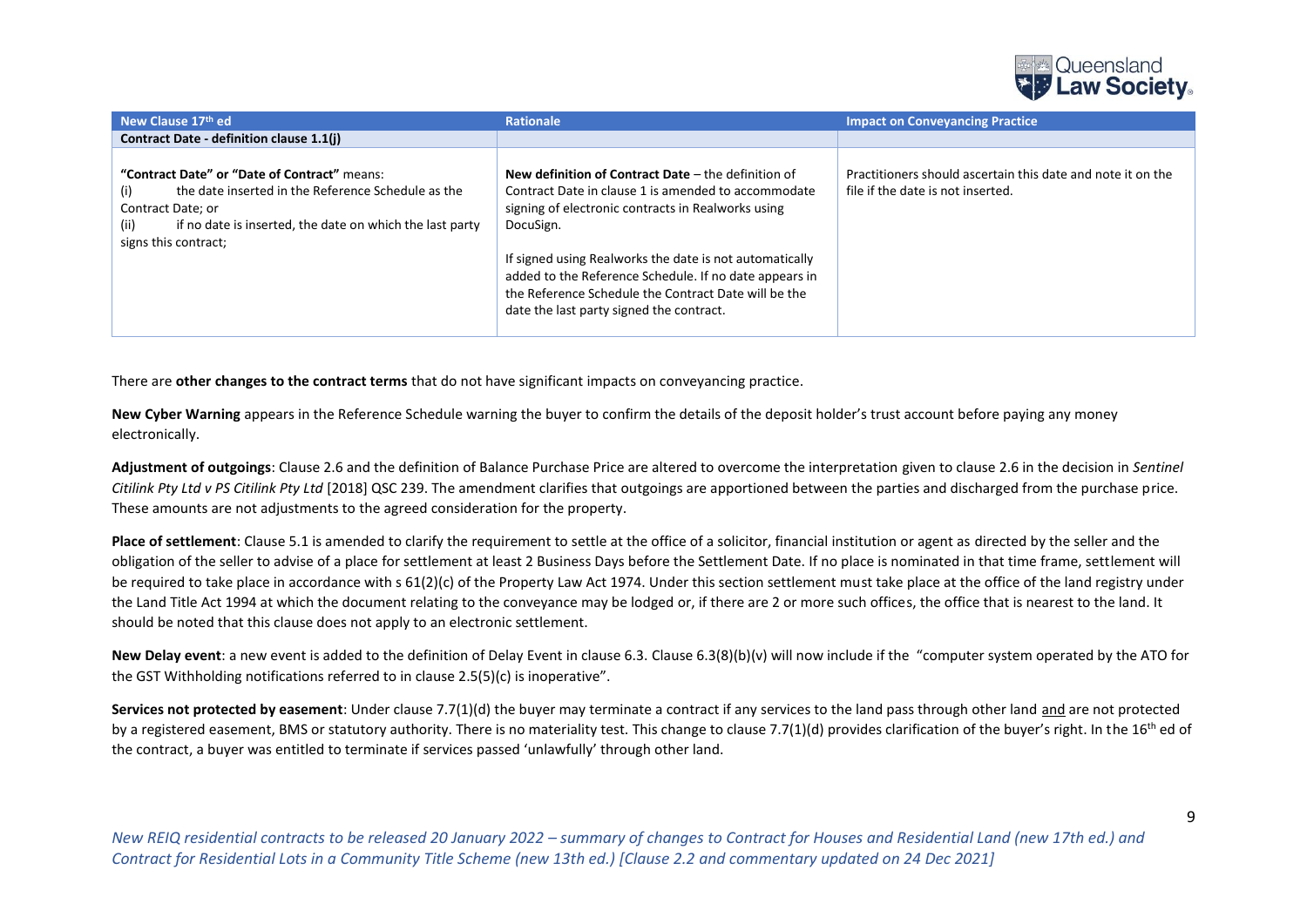| New Clause 17th ed | Rationale | Impact on Conveyancing Practice |
|---|---|---|
| **Contract Date - definition clause 1.1(j)** | | |
| **"Contract Date" or "Date of Contract"** means:<br>(i) the date inserted in the Reference Schedule as the Contract Date; or<br>(ii) if no date is inserted, the date on which the last party signs this contract; | **New definition of Contract Date** – the definition of Contract Date in clause 1 is amended to accommodate signing of electronic contracts in Realworks using DocuSign.<br><br>If signed using Realworks the date is not automatically added to the Reference Schedule. If no date appears in the Reference Schedule the Contract Date will be the date the last party signed the contract. | Practitioners should ascertain this date and note it on the file if the date is not inserted. |

There are **other changes to the contract terms** that do not have significant impacts on conveyancing practice.

**New Cyber Warning** appears in the Reference Schedule warning the buyer to confirm the details of the deposit holder's trust account before paying any money electronically.

**Adjustment of outgoings**: Clause 2.6 and the definition of Balance Purchase Price are altered to overcome the interpretation given to clause 2.6 in the decision in *Sentinel Citilink Pty Ltd v PS Citilink Pty Ltd* [2018] QSC 239. The amendment clarifies that outgoings are apportioned between the parties and discharged from the purchase price. These amounts are not adjustments to the agreed consideration for the property.

**Place of settlement**: Clause 5.1 is amended to clarify the requirement to settle at the office of a solicitor, financial institution or agent as directed by the seller and the obligation of the seller to advise of a place for settlement at least 2 Business Days before the Settlement Date. If no place is nominated in that time frame, settlement will be required to take place in accordance with s 61(2)(c) of the Property Law Act 1974. Under this section settlement must take place at the office of the land registry under the Land Title Act 1994 at which the document relating to the conveyance may be lodged or, if there are 2 or more such offices, the office that is nearest to the land. It should be noted that this clause does not apply to an electronic settlement.

**New Delay event**: a new event is added to the definition of Delay Event in clause 6.3. Clause 6.3(8)(b)(v) will now include if the "computer system operated by the ATO for the GST Withholding notifications referred to in clause 2.5(5)(c) is inoperative".

**Services not protected by easement**: Under clause 7.7(1)(d) the buyer may terminate a contract if any services to the land pass through other land and are not protected by a registered easement, BMS or statutory authority. There is no materiality test. This change to clause 7.7(1)(d) provides clarification of the buyer's right. In the 16th ed of the contract, a buyer was entitled to terminate if services passed 'unlawfully' through other land.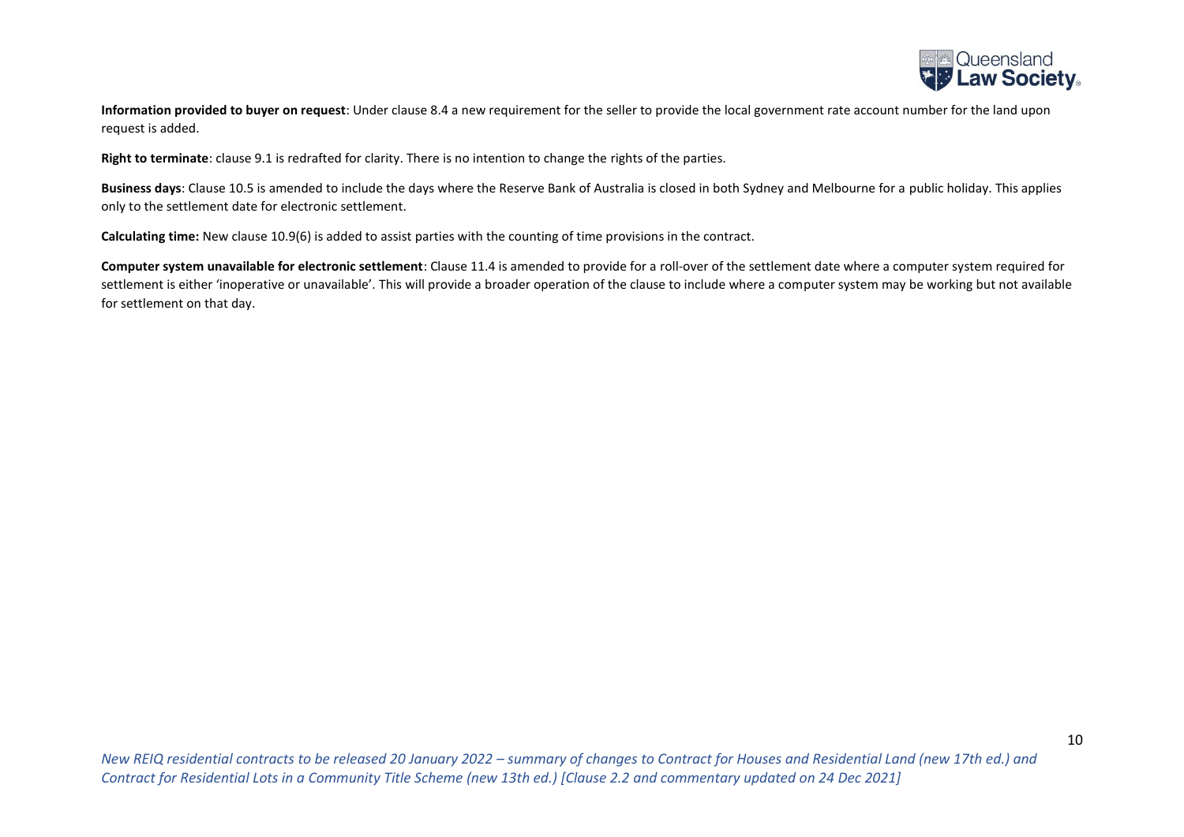**Information provided to buyer on request**: Under clause 8.4 a new requirement for the seller to provide the local government rate account number for the land upon request is added.

**Right to terminate**: clause 9.1 is redrafted for clarity. There is no intention to change the rights of the parties.

**Business days**: Clause 10.5 is amended to include the days where the Reserve Bank of Australia is closed in both Sydney and Melbourne for a public holiday. This applies only to the settlement date for electronic settlement.

**Calculating time:** New clause 10.9(6) is added to assist parties with the counting of time provisions in the contract.

**Computer system unavailable for electronic settlement**: Clause 11.4 is amended to provide for a roll-over of the settlement date where a computer system required for settlement is either 'inoperative or unavailable'. This will provide a broader operation of the clause to include where a computer system may be working but not available for settlement on that day.